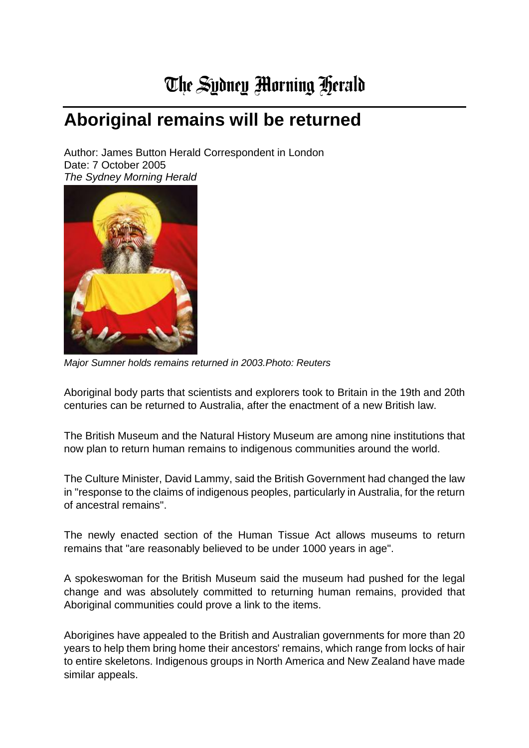# The Sydney Morning Herald

## Aboriginal remains will be returned

Author: James Button Herald Correspondent in London
Date: 7 October 2005
*The Sydney Morning Herald*

*Major Sumner holds remains returned in 2003.Photo: Reuters*

Aboriginal body parts that scientists and explorers took to Britain in the 19th and 20th centuries can be returned to Australia, after the enactment of a new British law.

The British Museum and the Natural History Museum are among nine institutions that now plan to return human remains to indigenous communities around the world.

The Culture Minister, David Lammy, said the British Government had changed the law in "response to the claims of indigenous peoples, particularly in Australia, for the return of ancestral remains".

The newly enacted section of the Human Tissue Act allows museums to return remains that "are reasonably believed to be under 1000 years in age".

A spokeswoman for the British Museum said the museum had pushed for the legal change and was absolutely committed to returning human remains, provided that Aboriginal communities could prove a link to the items.

Aborigines have appealed to the British and Australian governments for more than 20 years to help them bring home their ancestors' remains, which range from locks of hair to entire skeletons. Indigenous groups in North America and New Zealand have made similar appeals.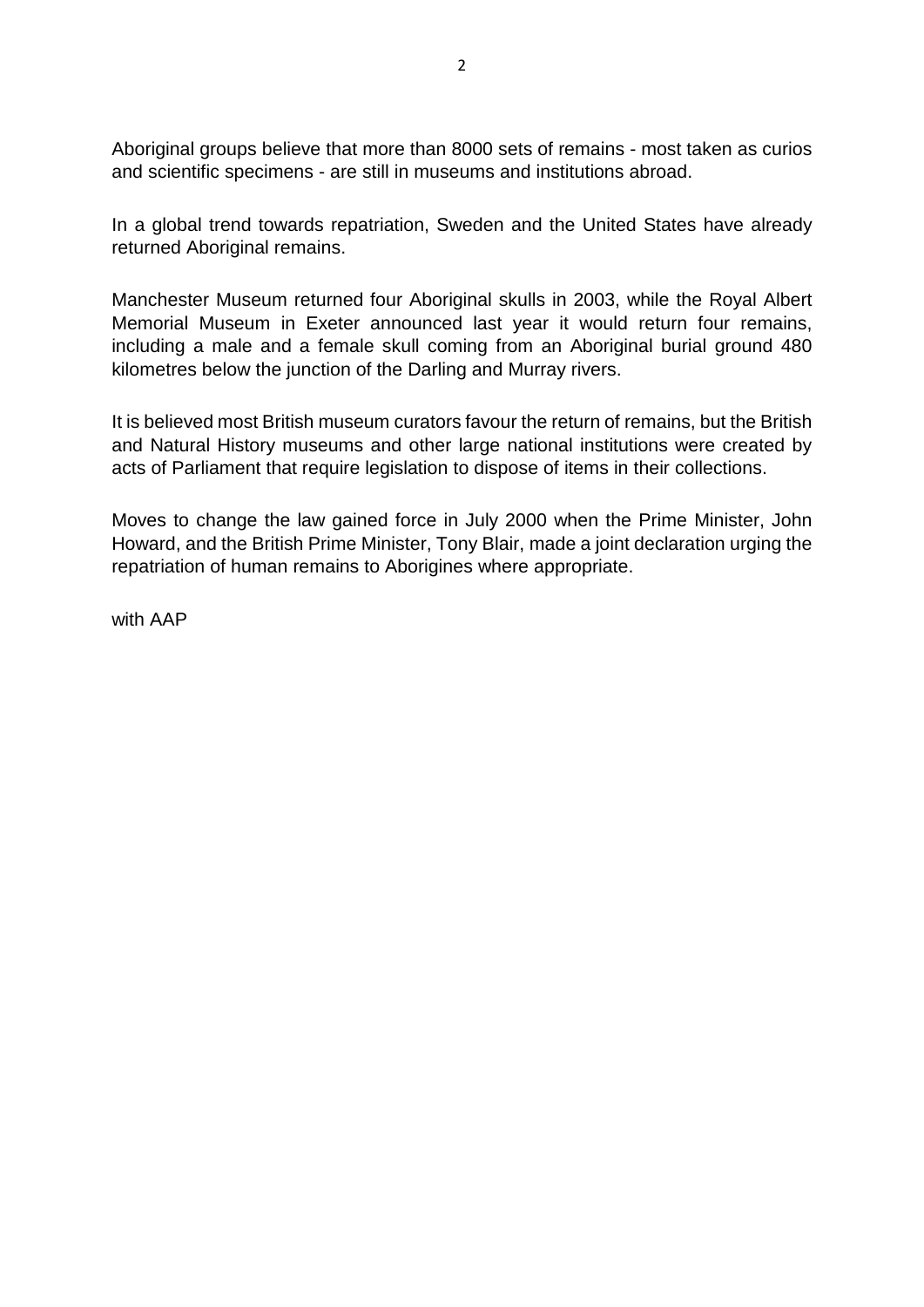Aboriginal groups believe that more than 8000 sets of remains - most taken as curios and scientific specimens - are still in museums and institutions abroad.

In a global trend towards repatriation, Sweden and the United States have already returned Aboriginal remains.

Manchester Museum returned four Aboriginal skulls in 2003, while the Royal Albert Memorial Museum in Exeter announced last year it would return four remains, including a male and a female skull coming from an Aboriginal burial ground 480 kilometres below the junction of the Darling and Murray rivers.

It is believed most British museum curators favour the return of remains, but the British and Natural History museums and other large national institutions were created by acts of Parliament that require legislation to dispose of items in their collections.

Moves to change the law gained force in July 2000 when the Prime Minister, John Howard, and the British Prime Minister, Tony Blair, made a joint declaration urging the repatriation of human remains to Aborigines where appropriate.

with AAP